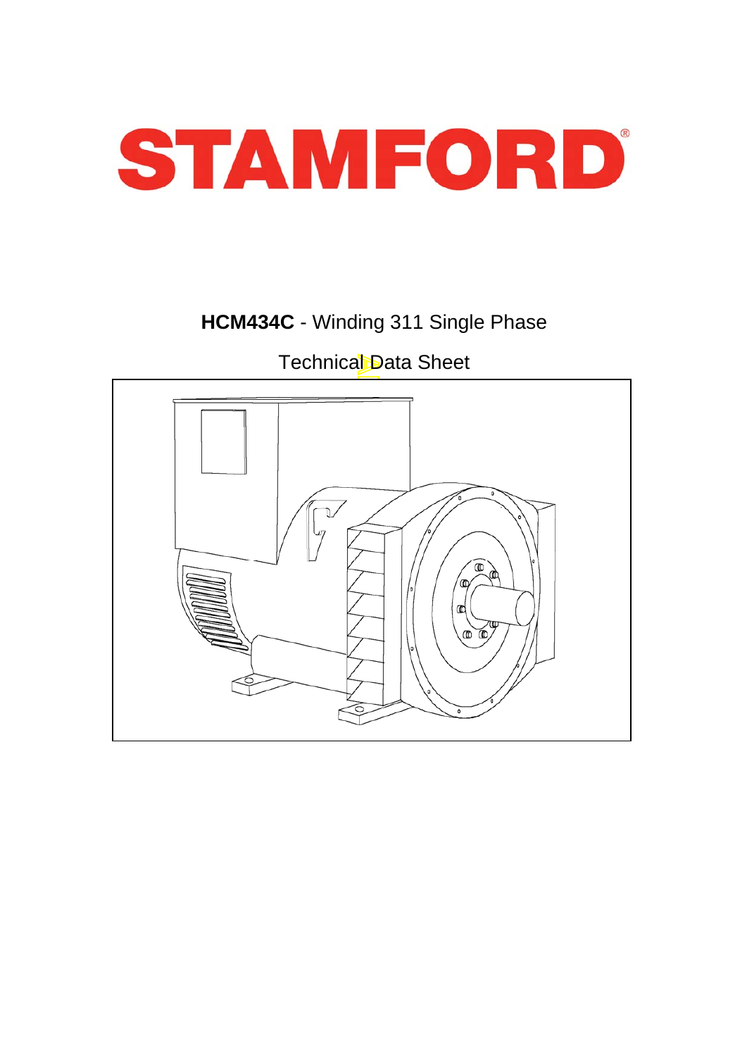# STAMFORD®

**HCM434C** - Winding 311 Single Phase

Technical Data Sheet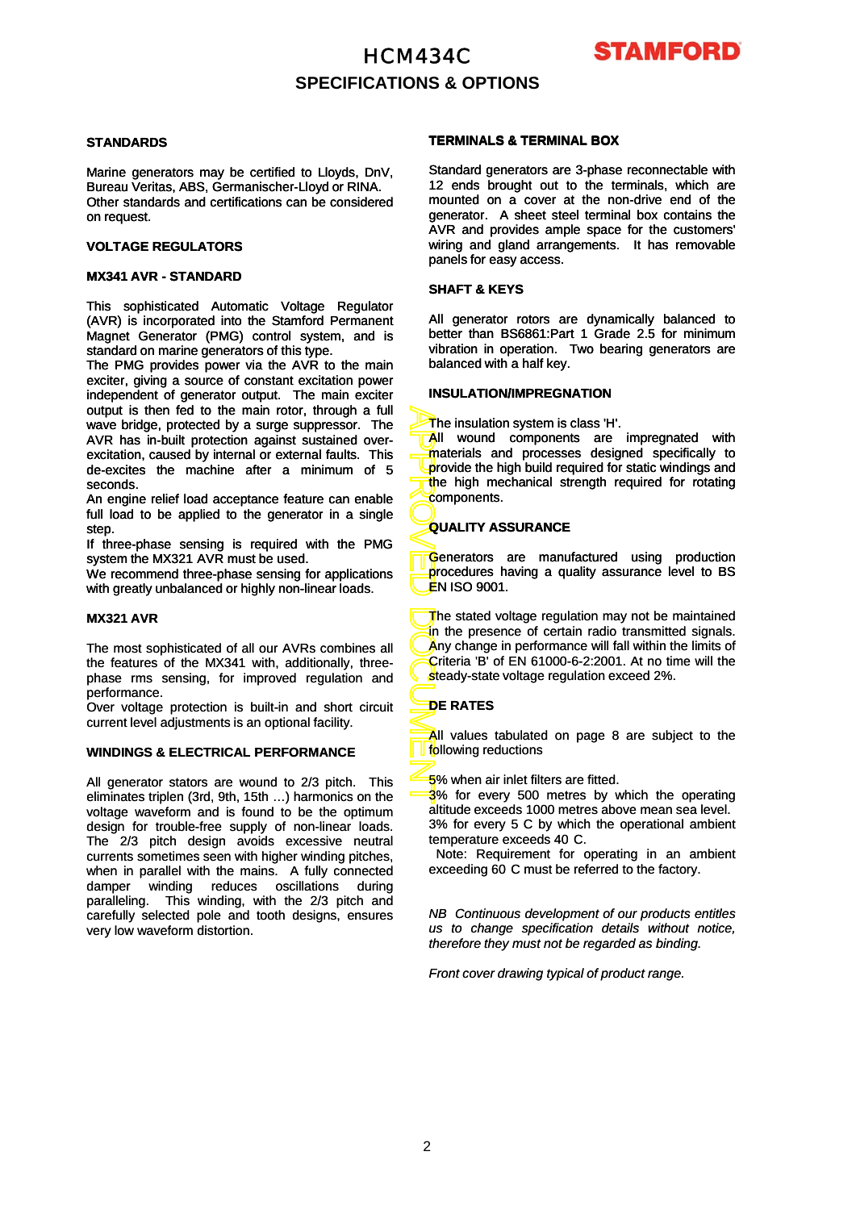# HCM434C

## SPECIFICATIONS & OPTIONS

### STANDARDS

Marine generators may be certified to Lloyds, DnV, Bureau Veritas, ABS, Germanischer-Lloyd or RINA. Other standards and certifications can be considered on request.

### VOLTAGE REGULATORS

#### MX341 AVR - STANDARD

This sophisticated Automatic Voltage Regulator (AVR) is incorporated into the Stamford Permanent Magnet Generator (PMG) control system, and is standard on marine generators of this type.
The PMG provides power via the AVR to the main exciter, giving a source of constant excitation power independent of generator output. The main exciter output is then fed to the main rotor, through a full wave bridge, protected by a surge suppressor. The AVR has in-built protection against sustained over-excitation, caused by internal or external faults. This de-excites the machine after a minimum of 5 seconds.
An engine relief load acceptance feature can enable full load to be applied to the generator in a single step.
If three-phase sensing is required with the PMG system the MX321 AVR must be used.
We recommend three-phase sensing for applications with greatly unbalanced or highly non-linear loads.

#### MX321 AVR

The most sophisticated of all our AVRs combines all the features of the MX341 with, additionally, three-phase rms sensing, for improved regulation and performance.
Over voltage protection is built-in and short circuit current level adjustments is an optional facility.

### WINDINGS & ELECTRICAL PERFORMANCE

All generator stators are wound to 2/3 pitch. This eliminates triplen (3rd, 9th, 15th …) harmonics on the voltage waveform and is found to be the optimum design for trouble-free supply of non-linear loads. The 2/3 pitch design avoids excessive neutral currents sometimes seen with higher winding pitches, when in parallel with the mains. A fully connected damper winding reduces oscillations during paralleling. This winding, with the 2/3 pitch and carefully selected pole and tooth designs, ensures very low waveform distortion.

### TERMINALS & TERMINAL BOX

Standard generators are 3-phase reconnectable with 12 ends brought out to the terminals, which are mounted on a cover at the non-drive end of the generator. A sheet steel terminal box contains the AVR and provides ample space for the customers' wiring and gland arrangements. It has removable panels for easy access.

### SHAFT & KEYS

All generator rotors are dynamically balanced to better than BS6861:Part 1 Grade 2.5 for minimum vibration in operation. Two bearing generators are balanced with a half key.

### INSULATION/IMPREGNATION

The insulation system is class 'H'.
All wound components are impregnated with materials and processes designed specifically to provide the high build required for static windings and the high mechanical strength required for rotating components.

### QUALITY ASSURANCE

Generators are manufactured using production procedures having a quality assurance level to BS EN ISO 9001.

The stated voltage regulation may not be maintained in the presence of certain radio transmitted signals. Any change in performance will fall within the limits of Criteria 'B' of EN 61000-6-2:2001. At no time will the steady-state voltage regulation exceed 2%.

### DE RATES

All values tabulated on page 8 are subject to the following reductions

5% when air inlet filters are fitted.
3% for every 500 metres by which the operating altitude exceeds 1000 metres above mean sea level.
3% for every 5 C by which the operational ambient temperature exceeds 40 C.
Note: Requirement for operating in an ambient exceeding 60 C must be referred to the factory.

*NB Continuous development of our products entitles us to change specification details without notice, therefore they must not be regarded as binding.*

*Front cover drawing typical of product range.*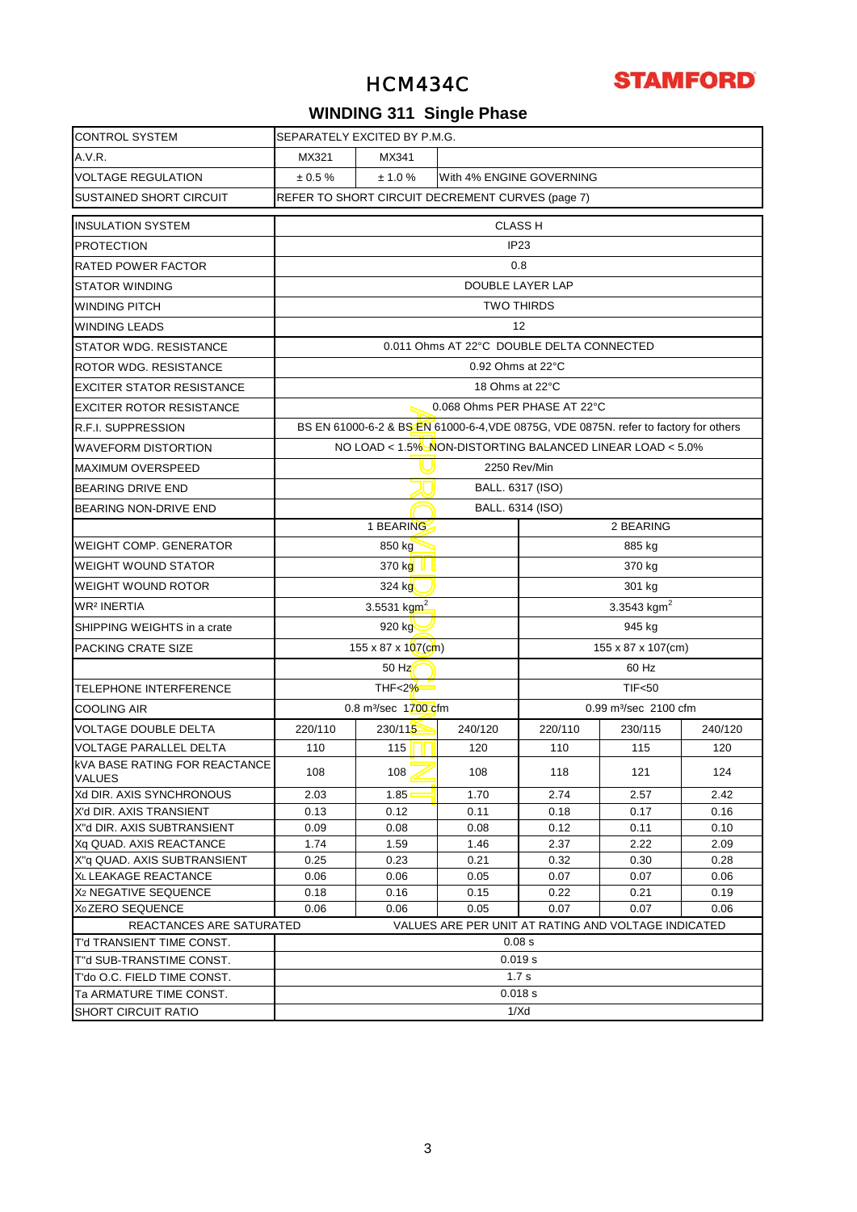# HCM434C

STAMFORD

## WINDING 311 Single Phase

| | | | | | | |
|---|---|---|---|---|---|---|
| CONTROL SYSTEM | SEPARATELY EXCITED BY P.M.G. | | | | | |
| A.V.R. | MX321 | MX341 | | | | |
| VOLTAGE REGULATION | ± 0.5 % | ± 1.0 % | With 4% ENGINE GOVERNING | | | |
| SUSTAINED SHORT CIRCUIT | REFER TO SHORT CIRCUIT DECREMENT CURVES (page 7) | | | | | |
| INSULATION SYSTEM | CLASS H | | | | | |
| PROTECTION | IP23 | | | | | |
| RATED POWER FACTOR | 0.8 | | | | | |
| STATOR WINDING | DOUBLE LAYER LAP | | | | | |
| WINDING PITCH | TWO THIRDS | | | | | |
| WINDING LEADS | 12 | | | | | |
| STATOR WDG. RESISTANCE | 0.011 Ohms AT 22°C DOUBLE DELTA CONNECTED | | | | | |
| ROTOR WDG. RESISTANCE | 0.92 Ohms at 22°C | | | | | |
| EXCITER STATOR RESISTANCE | 18 Ohms at 22°C | | | | | |
| EXCITER ROTOR RESISTANCE | 0.068 Ohms PER PHASE AT 22°C | | | | | |
| R.F.I. SUPPRESSION | BS EN 61000-6-2 & BS EN 61000-6-4,VDE 0875G, VDE 0875N. refer to factory for others | | | | | |
| WAVEFORM DISTORTION | NO LOAD < 1.5% NON-DISTORTING BALANCED LINEAR LOAD < 5.0% | | | | | |
| MAXIMUM OVERSPEED | 2250 Rev/Min | | | | | |
| BEARING DRIVE END | BALL. 6317 (ISO) | | | | | |
| BEARING NON-DRIVE END | BALL. 6314 (ISO) | | | | | |
| | 1 BEARING | | | 2 BEARING | | |
| WEIGHT COMP. GENERATOR | 850 kg | | | 885 kg | | |
| WEIGHT WOUND STATOR | 370 kg | | | 370 kg | | |
| WEIGHT WOUND ROTOR | 324 kg | | | 301 kg | | |
| WR² INERTIA | 3.5531 kgm² | | | 3.3543 kgm² | | |
| SHIPPING WEIGHTS in a crate | 920 kg | | | 945 kg | | |
| PACKING CRATE SIZE | 155 x 87 x 107(cm) | | | 155 x 87 x 107(cm) | | |
| | 50 Hz | | | 60 Hz | | |
| TELEPHONE INTERFERENCE | THF<2% | | | TIF<50 | | |
| COOLING AIR | 0.8 m³/sec 1700 cfm | | | 0.99 m³/sec 2100 cfm | | |
| VOLTAGE DOUBLE DELTA | 220/110 | 230/115 | 240/120 | 220/110 | 230/115 | 240/120 |
| VOLTAGE PARALLEL DELTA | 110 | 115 | 120 | 110 | 115 | 120 |
| kVA BASE RATING FOR REACTANCE VALUES | 108 | 108 | 108 | 118 | 121 | 124 |
| Xd DIR. AXIS SYNCHRONOUS | 2.03 | 1.85 | 1.70 | 2.74 | 2.57 | 2.42 |
| X'd DIR. AXIS TRANSIENT | 0.13 | 0.12 | 0.11 | 0.18 | 0.17 | 0.16 |
| X''d DIR. AXIS SUBTRANSIENT | 0.09 | 0.08 | 0.08 | 0.12 | 0.11 | 0.10 |
| Xq QUAD. AXIS REACTANCE | 1.74 | 1.59 | 1.46 | 2.37 | 2.22 | 2.09 |
| X''q QUAD. AXIS SUBTRANSIENT | 0.25 | 0.23 | 0.21 | 0.32 | 0.30 | 0.28 |
| $X_L$ LEAKAGE REACTANCE | 0.06 | 0.06 | 0.05 | 0.07 | 0.07 | 0.06 |
| $X_2$ NEGATIVE SEQUENCE | 0.18 | 0.16 | 0.15 | 0.22 | 0.21 | 0.19 |
| $X_0$ ZERO SEQUENCE | 0.06 | 0.06 | 0.05 | 0.07 | 0.07 | 0.06 |
| REACTANCES ARE SATURATED | VALUES ARE PER UNIT AT RATING AND VOLTAGE INDICATED | | | | | |
| T'd TRANSIENT TIME CONST. | 0.08 s | | | | | |
| T''d SUB-TRANSTIME CONST. | 0.019 s | | | | | |
| T'do O.C. FIELD TIME CONST. | 1.7 s | | | | | |
| Ta ARMATURE TIME CONST. | 0.018 s | | | | | |
| SHORT CIRCUIT RATIO | 1/Xd | | | | | |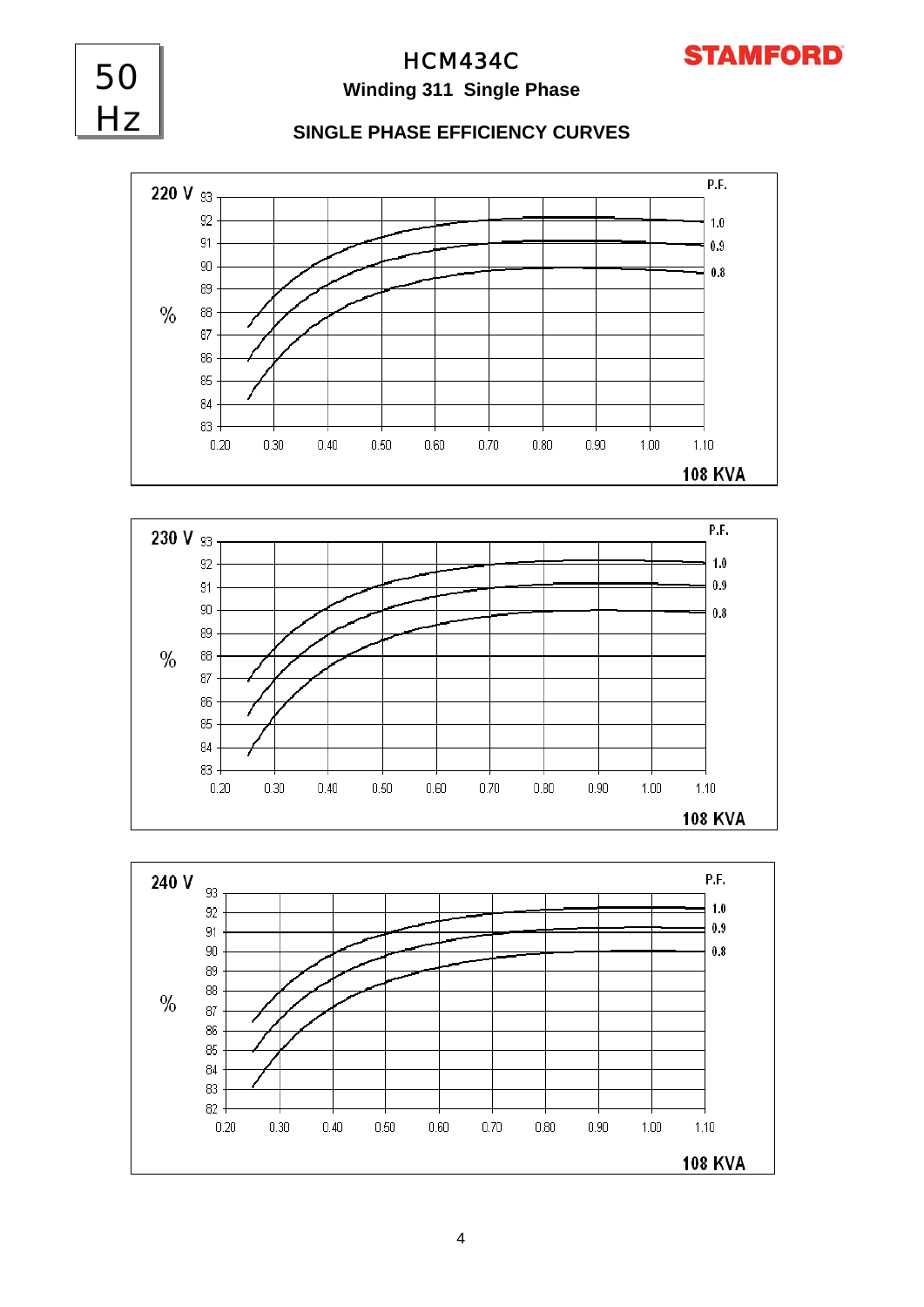# HCM434C

**STAMFORD**

**50 Hz**

**Winding 311 Single Phase**

## SINGLE PHASE EFFICIENCY CURVES

**220 V**

| | |
|---|---|
| Y-axis | % (83 – 93) |
| X-axis | 0.20 – 1.10 |
| P.F. | 1.0, 0.9, 0.8 |
| Base | 108 KVA |

**230 V**

| | |
|---|---|
| Y-axis | % (83 – 93) |
| X-axis | 0.20 – 1.10 |
| P.F. | 1.0, 0.9, 0.8 |
| Base | 108 KVA |

**240 V**

| | |
|---|---|
| Y-axis | % (82 – 93) |
| X-axis | 0.20 – 1.10 |
| P.F. | 1.0, 0.9, 0.8 |
| Base | 108 KVA |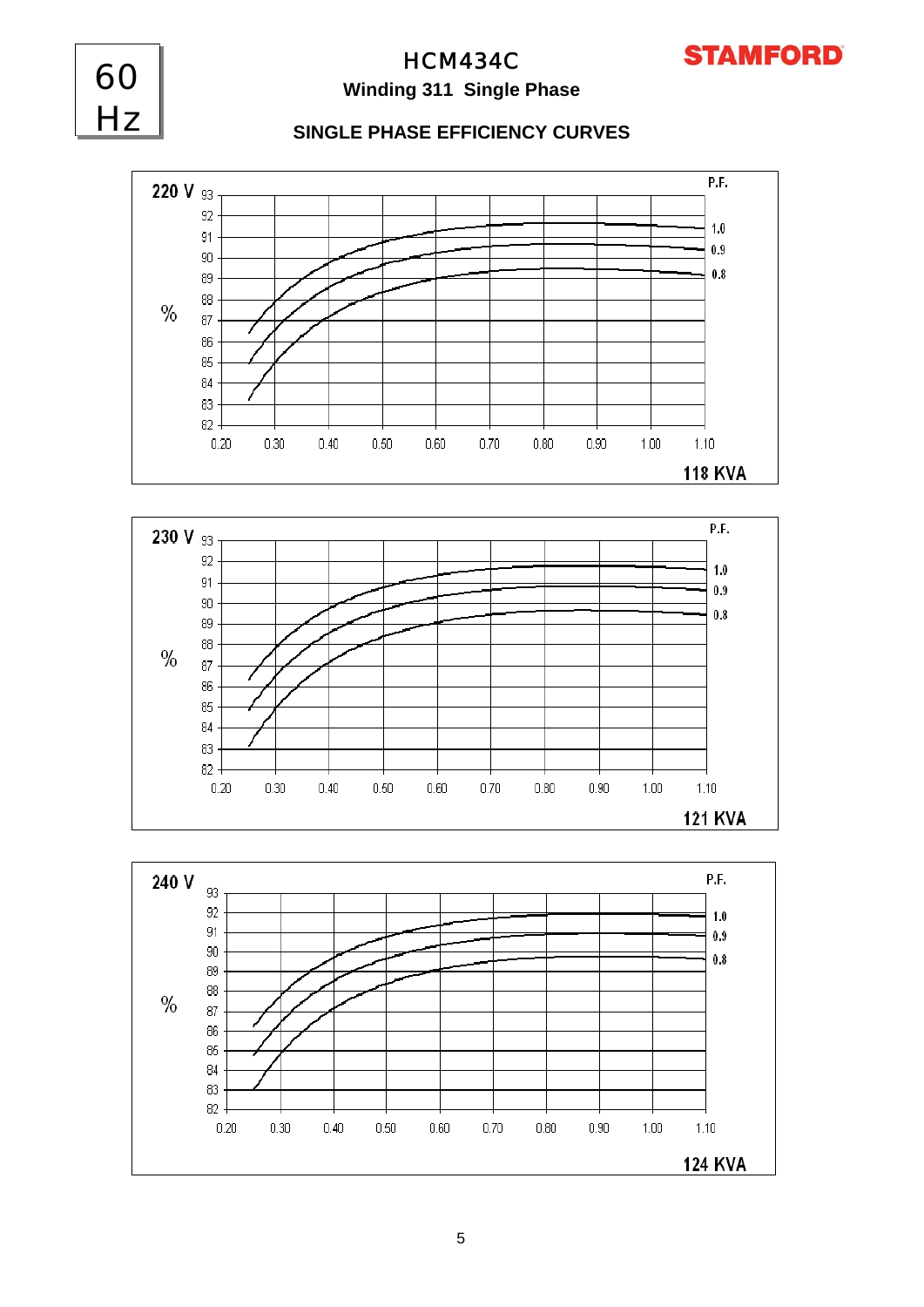60 Hz

# HCM434C

## Winding 311 Single Phase

STAMFORD

### SINGLE PHASE EFFICIENCY CURVES

**220 V**

% (82–93)

P.F.: 1.0, 0.9, 0.8

0.20 0.30 0.40 0.50 0.60 0.70 0.80 0.90 1.00 1.10

**118 KVA**

**230 V**

% (82–93)

P.F.: 1.0, 0.9, 0.8

0.20 0.30 0.40 0.50 0.60 0.70 0.80 0.90 1.00 1.10

**121 KVA**

**240 V**

% (82–93)

P.F.: 1.0, 0.9, 0.8

0.20 0.30 0.40 0.50 0.60 0.70 0.80 0.90 1.00 1.10

**124 KVA**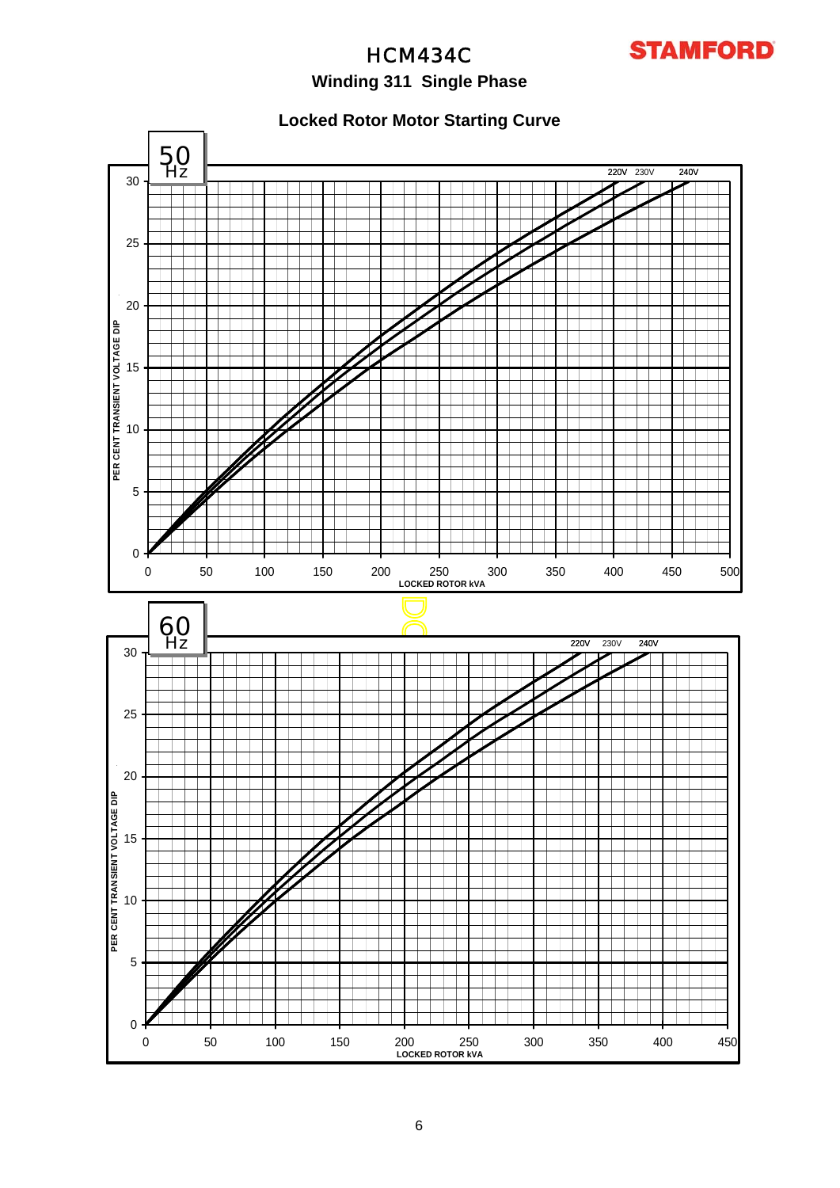# HCM434C

## Winding 311 Single Phase

### Locked Rotor Motor Starting Curve

**50 Hz**

PER CENT TRANSIENT VOLTAGE DIP

220V 230V 240V

LOCKED ROTOR kVA

**60 Hz**

PER CENT TRANSIENT VOLTAGE DIP

220V 230V 240V

LOCKED ROTOR kVA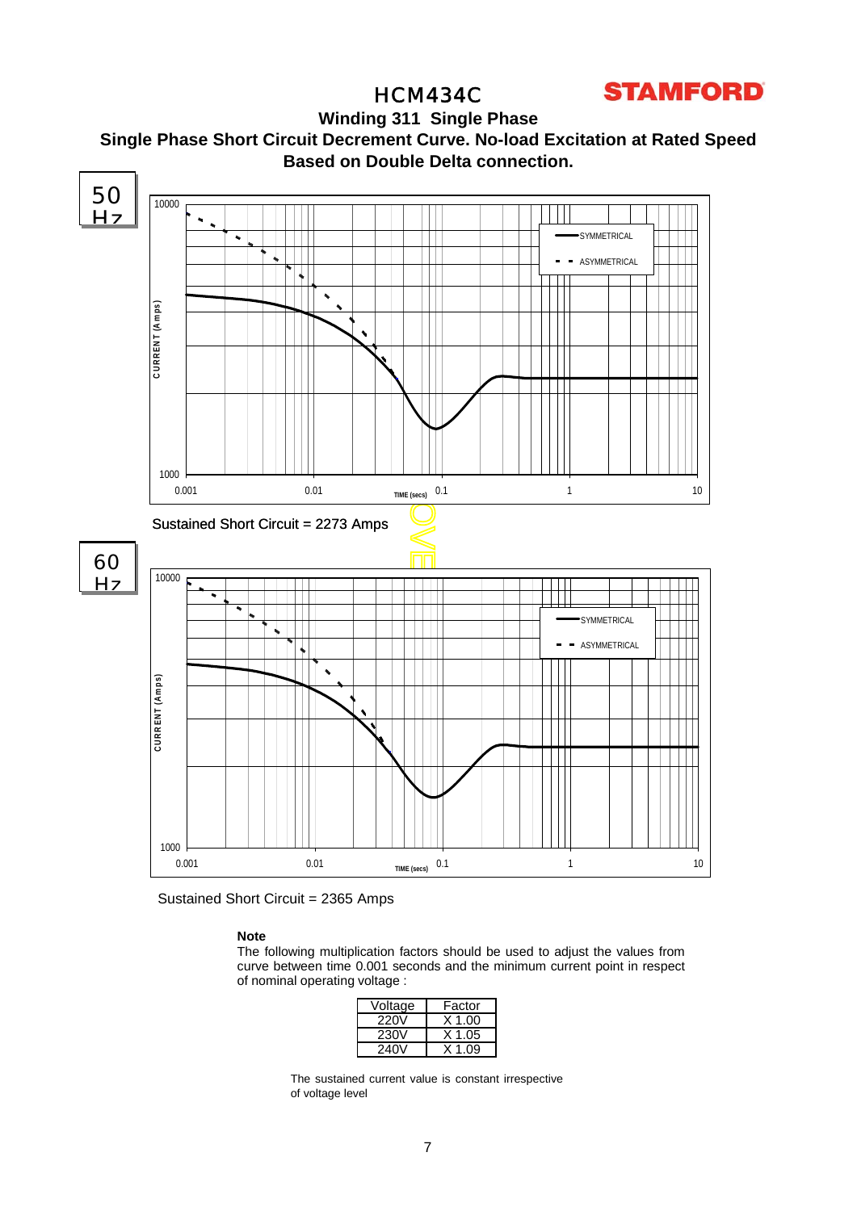# HCM434C

STAMFORD

## Winding 311 Single Phase

## Single Phase Short Circuit Decrement Curve. No-load Excitation at Rated Speed

## Based on Double Delta connection.

50 Hz

Sustained Short Circuit = 2273 Amps

60 Hz

Sustained Short Circuit = 2365 Amps

**Note**

The following multiplication factors should be used to adjust the values from curve between time 0.001 seconds and the minimum current point in respect of nominal operating voltage :

| Voltage | Factor |
| --- | --- |
| 220V | X 1.00 |
| 230V | X 1.05 |
| 240V | X 1.09 |

The sustained current value is constant irrespective of voltage level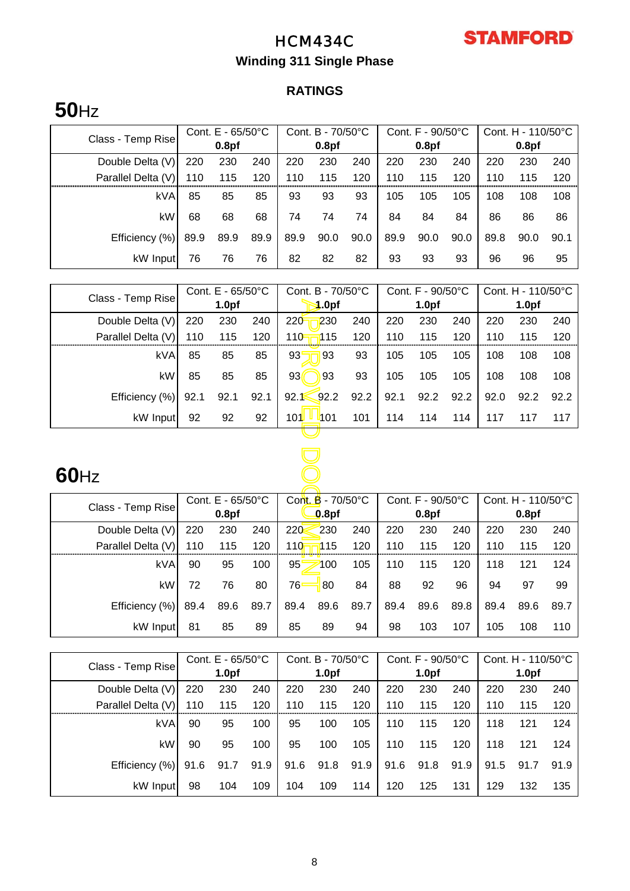# HCM434C

**STAMFORD**

## Winding 311 Single Phase

### RATINGS

## 50Hz

| Class - Temp Rise | Cont. E - 65/50°C 0.8pf | | | Cont. B - 70/50°C 0.8pf | | | Cont. F - 90/50°C 0.8pf | | | Cont. H - 110/50°C 0.8pf | | |
|---|---|---|---|---|---|---|---|---|---|---|---|---|
| Double Delta (V) | 220 | 230 | 240 | 220 | 230 | 240 | 220 | 230 | 240 | 220 | 230 | 240 |
| Parallel Delta (V) | 110 | 115 | 120 | 110 | 115 | 120 | 110 | 115 | 120 | 110 | 115 | 120 |
| kVA | 85 | 85 | 85 | 93 | 93 | 93 | 105 | 105 | 105 | 108 | 108 | 108 |
| kW | 68 | 68 | 68 | 74 | 74 | 74 | 84 | 84 | 84 | 86 | 86 | 86 |
| Efficiency (%) | 89.9 | 89.9 | 89.9 | 89.9 | 90.0 | 90.0 | 89.9 | 90.0 | 90.0 | 89.8 | 90.0 | 90.1 |
| kW Input | 76 | 76 | 76 | 82 | 82 | 82 | 93 | 93 | 93 | 96 | 96 | 95 |

| Class - Temp Rise | Cont. E - 65/50°C 1.0pf | | | Cont. B - 70/50°C 1.0pf | | | Cont. F - 90/50°C 1.0pf | | | Cont. H - 110/50°C 1.0pf | | |
|---|---|---|---|---|---|---|---|---|---|---|---|---|
| Double Delta (V) | 220 | 230 | 240 | 220 | 230 | 240 | 220 | 230 | 240 | 220 | 230 | 240 |
| Parallel Delta (V) | 110 | 115 | 120 | 110 | 115 | 120 | 110 | 115 | 120 | 110 | 115 | 120 |
| kVA | 85 | 85 | 85 | 93 | 93 | 93 | 105 | 105 | 105 | 108 | 108 | 108 |
| kW | 85 | 85 | 85 | 93 | 93 | 93 | 105 | 105 | 105 | 108 | 108 | 108 |
| Efficiency (%) | 92.1 | 92.1 | 92.1 | 92.1 | 92.2 | 92.2 | 92.1 | 92.2 | 92.2 | 92.0 | 92.2 | 92.2 |
| kW Input | 92 | 92 | 92 | 101 | 101 | 101 | 114 | 114 | 114 | 117 | 117 | 117 |

## 60Hz

| Class - Temp Rise | Cont. E - 65/50°C 0.8pf | | | Cont. B - 70/50°C 0.8pf | | | Cont. F - 90/50°C 0.8pf | | | Cont. H - 110/50°C 0.8pf | | |
|---|---|---|---|---|---|---|---|---|---|---|---|---|
| Double Delta (V) | 220 | 230 | 240 | 220 | 230 | 240 | 220 | 230 | 240 | 220 | 230 | 240 |
| Parallel Delta (V) | 110 | 115 | 120 | 110 | 115 | 120 | 110 | 115 | 120 | 110 | 115 | 120 |
| kVA | 90 | 95 | 100 | 95 | 100 | 105 | 110 | 115 | 120 | 118 | 121 | 124 |
| kW | 72 | 76 | 80 | 76 | 80 | 84 | 88 | 92 | 96 | 94 | 97 | 99 |
| Efficiency (%) | 89.4 | 89.6 | 89.7 | 89.4 | 89.6 | 89.7 | 89.4 | 89.6 | 89.8 | 89.4 | 89.6 | 89.7 |
| kW Input | 81 | 85 | 89 | 85 | 89 | 94 | 98 | 103 | 107 | 105 | 108 | 110 |

| Class - Temp Rise | Cont. E - 65/50°C 1.0pf | | | Cont. B - 70/50°C 1.0pf | | | Cont. F - 90/50°C 1.0pf | | | Cont. H - 110/50°C 1.0pf | | |
|---|---|---|---|---|---|---|---|---|---|---|---|---|
| Double Delta (V) | 220 | 230 | 240 | 220 | 230 | 240 | 220 | 230 | 240 | 220 | 230 | 240 |
| Parallel Delta (V) | 110 | 115 | 120 | 110 | 115 | 120 | 110 | 115 | 120 | 110 | 115 | 120 |
| kVA | 90 | 95 | 100 | 95 | 100 | 105 | 110 | 115 | 120 | 118 | 121 | 124 |
| kW | 90 | 95 | 100 | 95 | 100 | 105 | 110 | 115 | 120 | 118 | 121 | 124 |
| Efficiency (%) | 91.6 | 91.7 | 91.9 | 91.6 | 91.8 | 91.9 | 91.6 | 91.8 | 91.9 | 91.5 | 91.7 | 91.9 |
| kW Input | 98 | 104 | 109 | 104 | 109 | 114 | 120 | 125 | 131 | 129 | 132 | 135 |

APPROVED DOCUMENT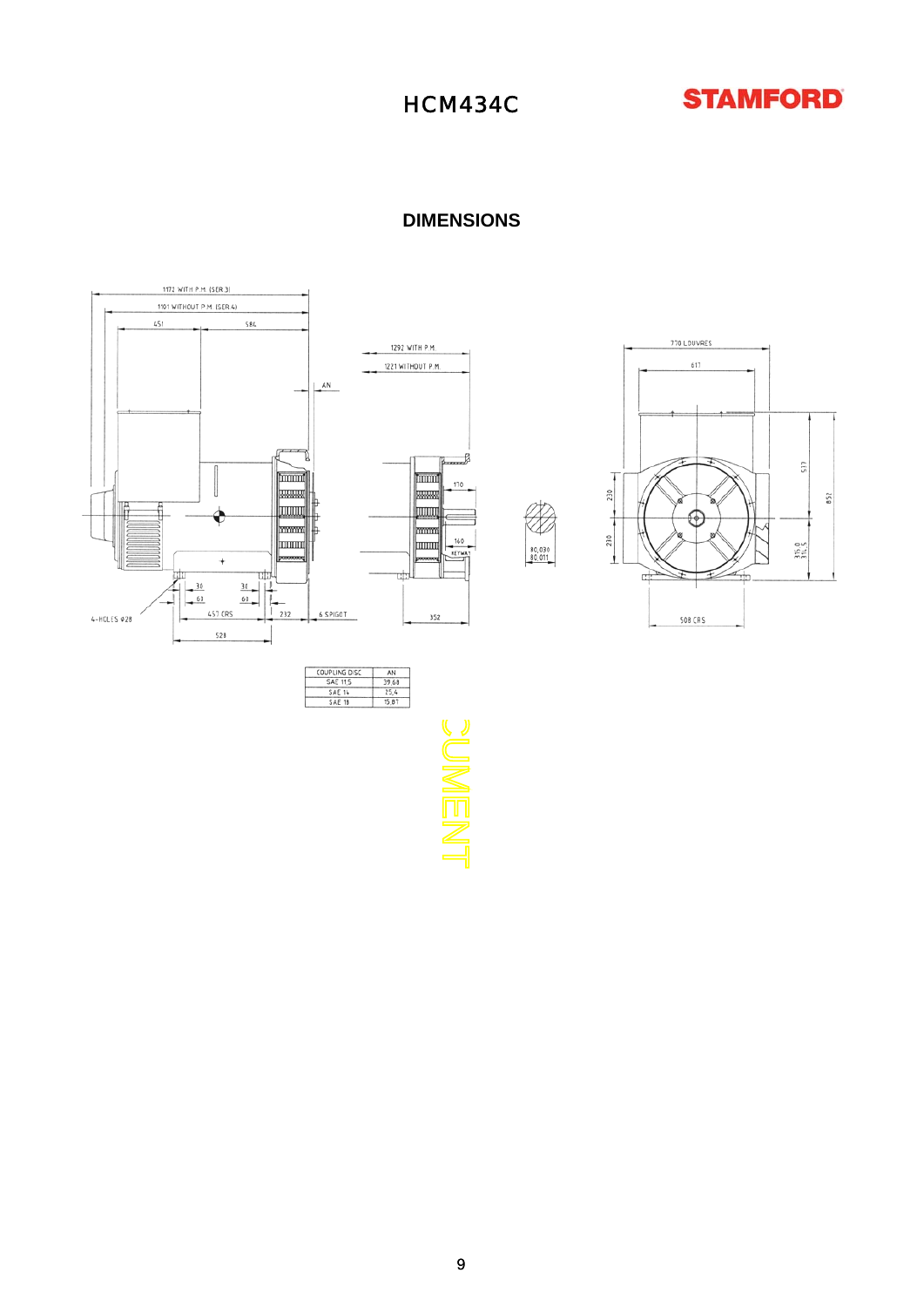# DIMENSIONS

| COUPLING DISC | AN |
|---|---|
| SAE 11.5 | 39.68 |
| SAE 14 | 25.4 |
| SAE 18 | 15.87 |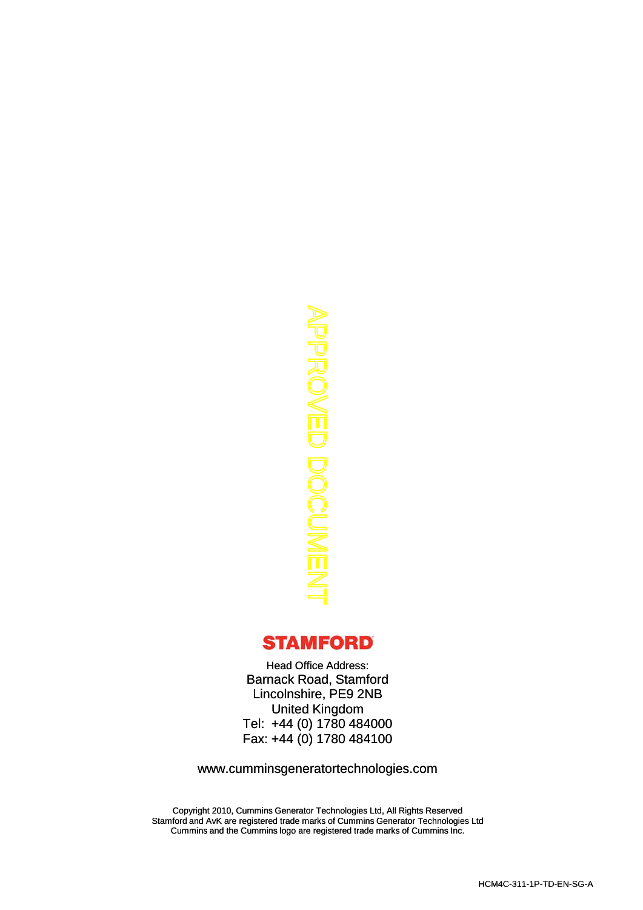APPROVED DOCUMENT

**STAMFORD**

Head Office Address:
Barnack Road, Stamford
Lincolnshire, PE9 2NB
United Kingdom
Tel: +44 (0) 1780 484000
Fax: +44 (0) 1780 484100

www.cumminsgeneratortechnologies.com

Copyright 2010, Cummins Generator Technologies Ltd, All Rights Reserved
Stamford and AvK are registered trade marks of Cummins Generator Technologies Ltd
Cummins and the Cummins logo are registered trade marks of Cummins Inc.

HCM4C-311-1P-TD-EN-SG-A